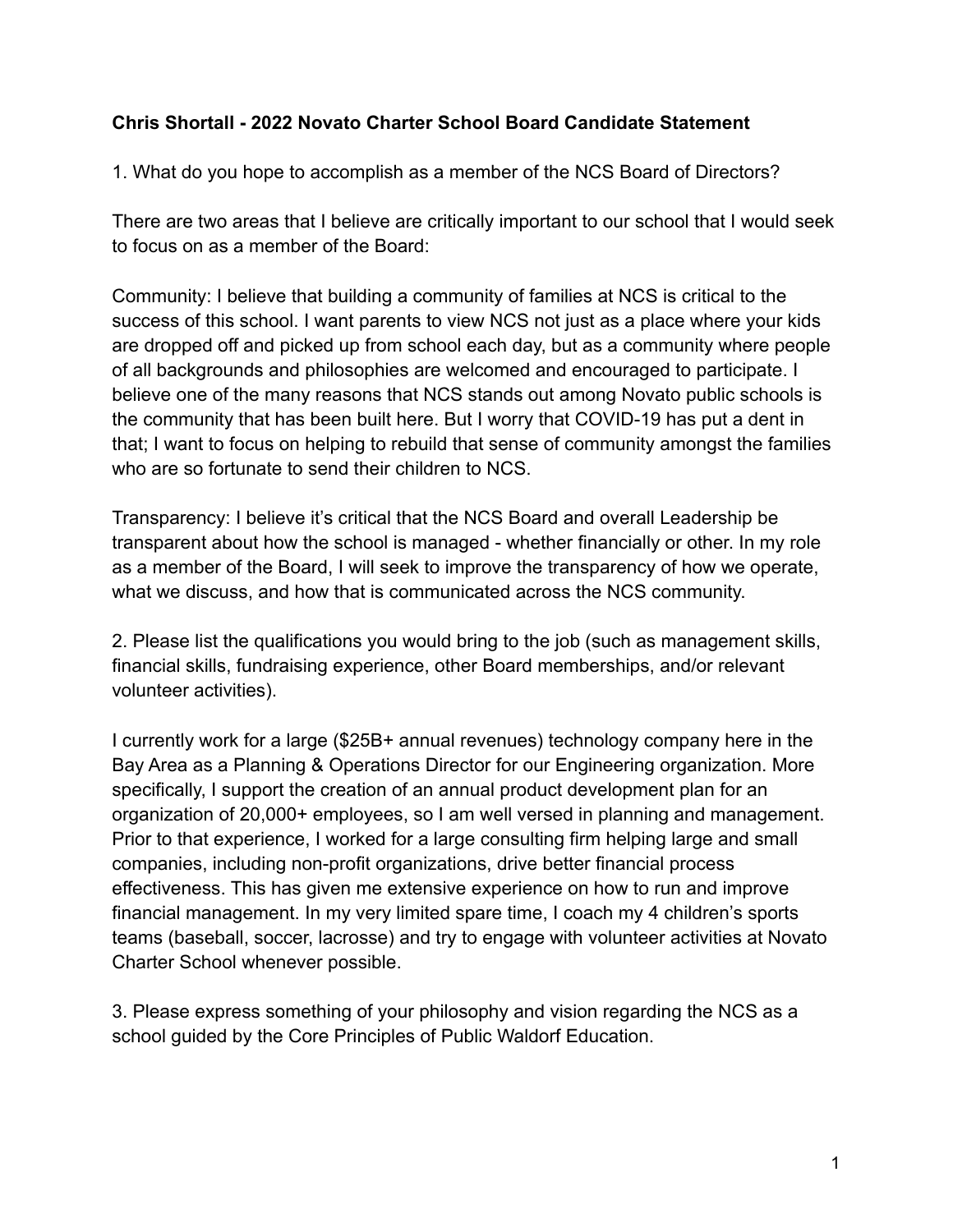**Chris Shortall - 2022 Novato Charter School Board Candidate Statement**

1. What do you hope to accomplish as a member of the NCS Board of Directors?

There are two areas that I believe are critically important to our school that I would seek to focus on as a member of the Board:

Community: I believe that building a community of families at NCS is critical to the success of this school. I want parents to view NCS not just as a place where your kids are dropped off and picked up from school each day, but as a community where people of all backgrounds and philosophies are welcomed and encouraged to participate. I believe one of the many reasons that NCS stands out among Novato public schools is the community that has been built here. But I worry that COVID-19 has put a dent in that; I want to focus on helping to rebuild that sense of community amongst the families who are so fortunate to send their children to NCS.

Transparency: I believe it's critical that the NCS Board and overall Leadership be transparent about how the school is managed - whether financially or other. In my role as a member of the Board, I will seek to improve the transparency of how we operate, what we discuss, and how that is communicated across the NCS community.

2. Please list the qualifications you would bring to the job (such as management skills, financial skills, fundraising experience, other Board memberships, and/or relevant volunteer activities).

I currently work for a large ($25B+ annual revenues) technology company here in the Bay Area as a Planning & Operations Director for our Engineering organization. More specifically, I support the creation of an annual product development plan for an organization of 20,000+ employees, so I am well versed in planning and management. Prior to that experience, I worked for a large consulting firm helping large and small companies, including non-profit organizations, drive better financial process effectiveness. This has given me extensive experience on how to run and improve financial management. In my very limited spare time, I coach my 4 children's sports teams (baseball, soccer, lacrosse) and try to engage with volunteer activities at Novato Charter School whenever possible.

3. Please express something of your philosophy and vision regarding the NCS as a school guided by the Core Principles of Public Waldorf Education.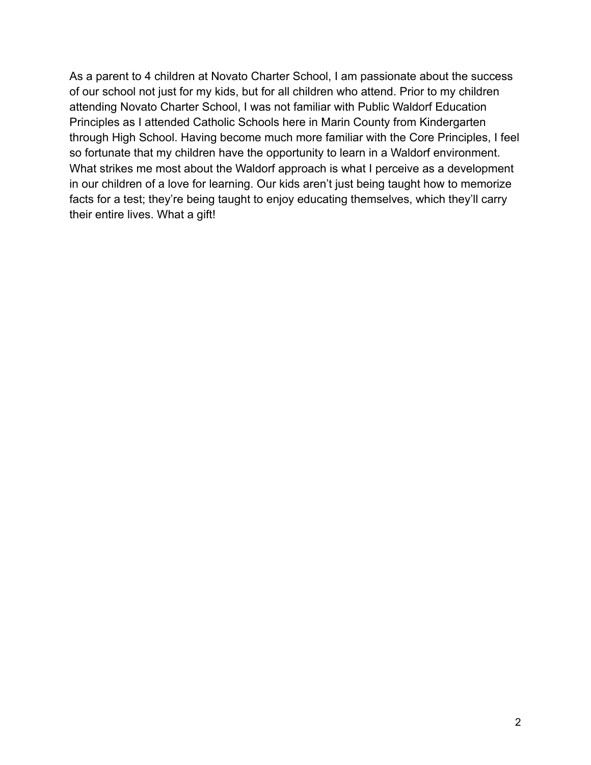As a parent to 4 children at Novato Charter School, I am passionate about the success of our school not just for my kids, but for all children who attend. Prior to my children attending Novato Charter School, I was not familiar with Public Waldorf Education Principles as I attended Catholic Schools here in Marin County from Kindergarten through High School. Having become much more familiar with the Core Principles, I feel so fortunate that my children have the opportunity to learn in a Waldorf environment. What strikes me most about the Waldorf approach is what I perceive as a development in our children of a love for learning. Our kids aren't just being taught how to memorize facts for a test; they're being taught to enjoy educating themselves, which they'll carry their entire lives. What a gift!